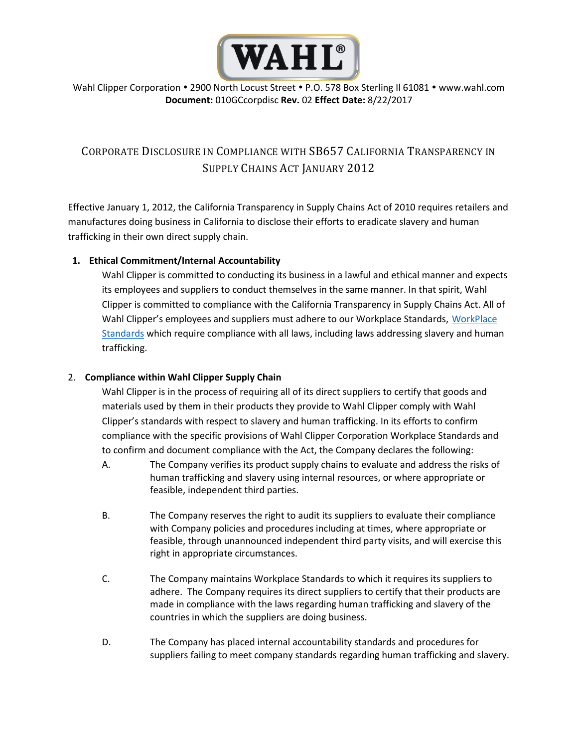WAHL®

Wahl Clipper Corporation • 2900 North Locust Street • P.O. 578 Box Sterling Il 61081 • www.wahl.com
**Document:** 010GCcorpdisc **Rev.** 02 **Effect Date:** 8/22/2017

# CORPORATE DISCLOSURE IN COMPLIANCE WITH SB657 CALIFORNIA TRANSPARENCY IN SUPPLY CHAINS ACT JANUARY 2012

Effective January 1, 2012, the California Transparency in Supply Chains Act of 2010 requires retailers and manufactures doing business in California to disclose their efforts to eradicate slavery and human trafficking in their own direct supply chain.

1. **Ethical Commitment/Internal Accountability**

   Wahl Clipper is committed to conducting its business in a lawful and ethical manner and expects its employees and suppliers to conduct themselves in the same manner. In that spirit, Wahl Clipper is committed to compliance with the California Transparency in Supply Chains Act. All of Wahl Clipper's employees and suppliers must adhere to our Workplace Standards, WorkPlace Standards which require compliance with all laws, including laws addressing slavery and human trafficking.

2. **Compliance within Wahl Clipper Supply Chain**

   Wahl Clipper is in the process of requiring all of its direct suppliers to certify that goods and materials used by them in their products they provide to Wahl Clipper comply with Wahl Clipper's standards with respect to slavery and human trafficking. In its efforts to confirm compliance with the specific provisions of Wahl Clipper Corporation Workplace Standards and to confirm and document compliance with the Act, the Company declares the following:

   A. The Company verifies its product supply chains to evaluate and address the risks of human trafficking and slavery using internal resources, or where appropriate or feasible, independent third parties.

   B. The Company reserves the right to audit its suppliers to evaluate their compliance with Company policies and procedures including at times, where appropriate or feasible, through unannounced independent third party visits, and will exercise this right in appropriate circumstances.

   C. The Company maintains Workplace Standards to which it requires its suppliers to adhere. The Company requires its direct suppliers to certify that their products are made in compliance with the laws regarding human trafficking and slavery of the countries in which the suppliers are doing business.

   D. The Company has placed internal accountability standards and procedures for suppliers failing to meet company standards regarding human trafficking and slavery.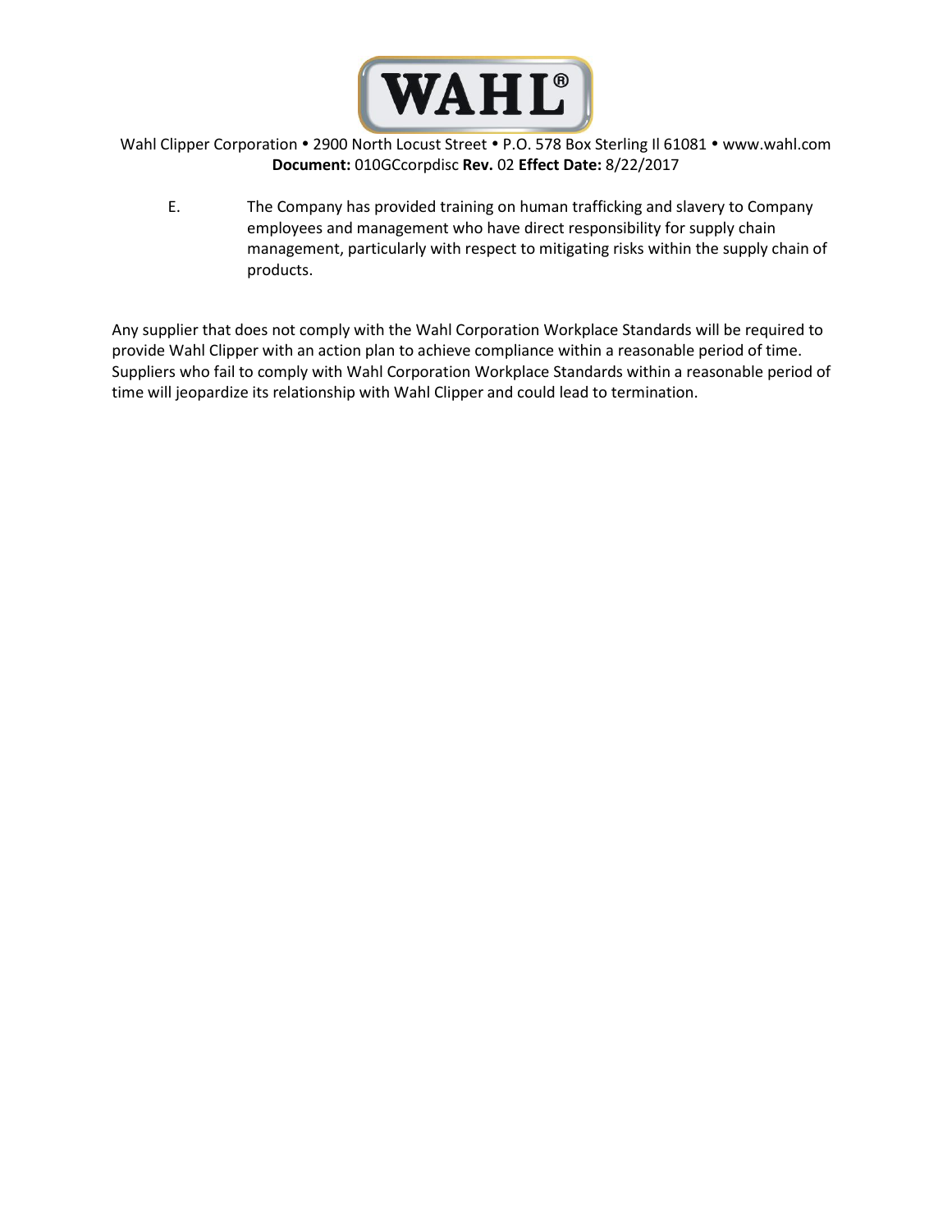E. The Company has provided training on human trafficking and slavery to Company employees and management who have direct responsibility for supply chain management, particularly with respect to mitigating risks within the supply chain of products.

Any supplier that does not comply with the Wahl Corporation Workplace Standards will be required to provide Wahl Clipper with an action plan to achieve compliance within a reasonable period of time. Suppliers who fail to comply with Wahl Corporation Workplace Standards within a reasonable period of time will jeopardize its relationship with Wahl Clipper and could lead to termination.